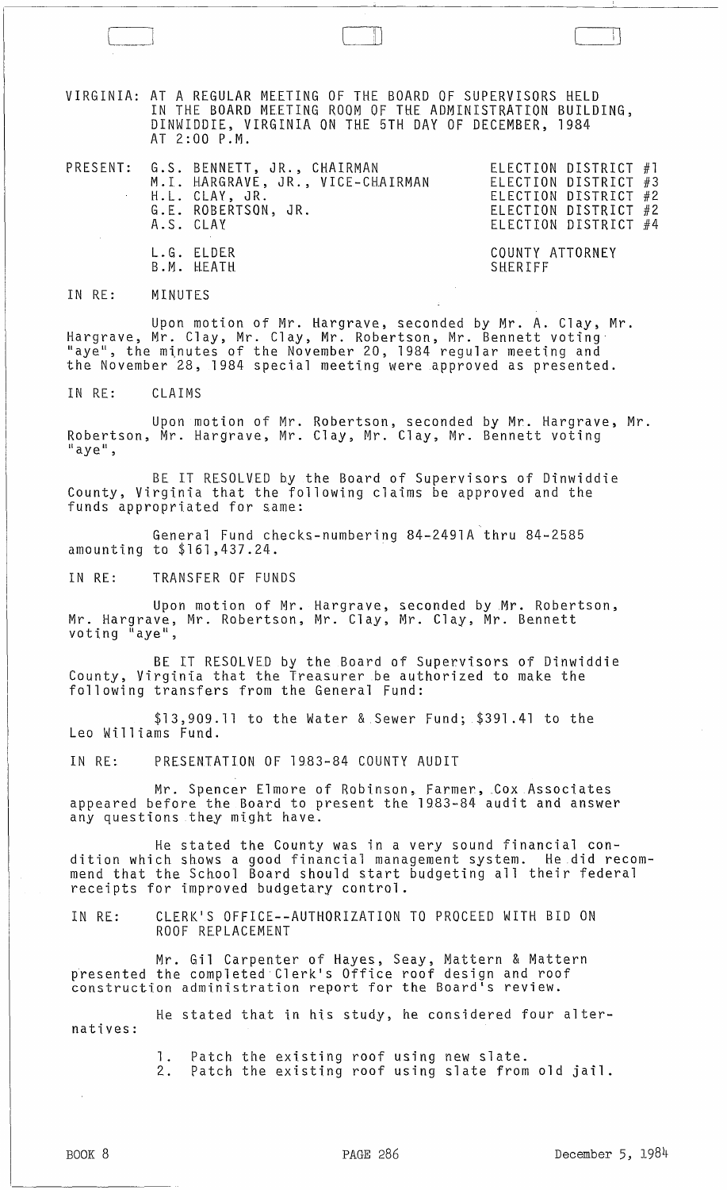VIRGINIA: AT A REGULAR MEETING OF THE BOARD OF SUPERVISORS HELD IN THE BOARD MEETING ROOM OF THE ADMINISTRATION BUILDING, DINWIDDIE, VIRGINIA ON THE 5TH DAY OF DECEMBER, 1984 AT 2:00 P.M.

| PRESENT: | | |
|---|---|---|
| | G.S. BENNETT, JR., CHAIRMAN | ELECTION DISTRICT #1 |
| | M.I. HARGRAVE, JR., VICE-CHAIRMAN | ELECTION DISTRICT #3 |
| | H.L. CLAY, JR. | ELECTION DISTRICT #2 |
| | G.E. ROBERTSON, JR. | ELECTION DISTRICT #2 |
| | A.S. CLAY | ELECTION DISTRICT #4 |
| | L.G. ELDER | COUNTY ATTORNEY |
| | B.M. HEATH | SHERIFF |

IN RE: MINUTES

Upon motion of Mr. Hargrave, seconded by Mr. A. Clay, Mr. Hargrave, Mr. Clay, Mr. Clay, Mr. Robertson, Mr. Bennett voting "aye", the minutes of the November 20, 1984 regular meeting and the November 28, 1984 special meeting were approved as presented.

IN RE: CLAIMS

Upon motion of Mr. Robertson, seconded by Mr. Hargrave, Mr. Robertson, Mr. Hargrave, Mr. Clay, Mr. Clay, Mr. Bennett voting "aye",

BE IT RESOLVED by the Board of Supervisors of Dinwiddie County, Virginia that the following claims be approved and the funds appropriated for same:

General Fund checks-numbering 84-2491A thru 84-2585 amounting to $161,437.24.

IN RE: TRANSFER OF FUNDS

Upon motion of Mr. Hargrave, seconded by Mr. Robertson, Mr. Hargrave, Mr. Robertson, Mr. Clay, Mr. Clay, Mr. Bennett voting "aye",

BE IT RESOLVED by the Board of Supervisors of Dinwiddie County, Virginia that the Treasurer be authorized to make the following transfers from the General Fund:

$13,909.11 to the Water & Sewer Fund; $391.41 to the Leo Williams Fund.

IN RE: PRESENTATION OF 1983-84 COUNTY AUDIT

Mr. Spencer Elmore of Robinson, Farmer, Cox Associates appeared before the Board to present the 1983-84 audit and answer any questions they might have.

He stated the County was in a very sound financial condition which shows a good financial management system. He did recommend that the School Board should start budgeting all their federal receipts for improved budgetary control.

IN RE: CLERK'S OFFICE--AUTHORIZATION TO PROCEED WITH BID ON ROOF REPLACEMENT

Mr. Gil Carpenter of Hayes, Seay, Mattern & Mattern presented the completed Clerk's Office roof design and roof construction administration report for the Board's review.

He stated that in his study, he considered four alternatives:

1. Patch the existing roof using new slate.
2. Patch the existing roof using slate from old jail.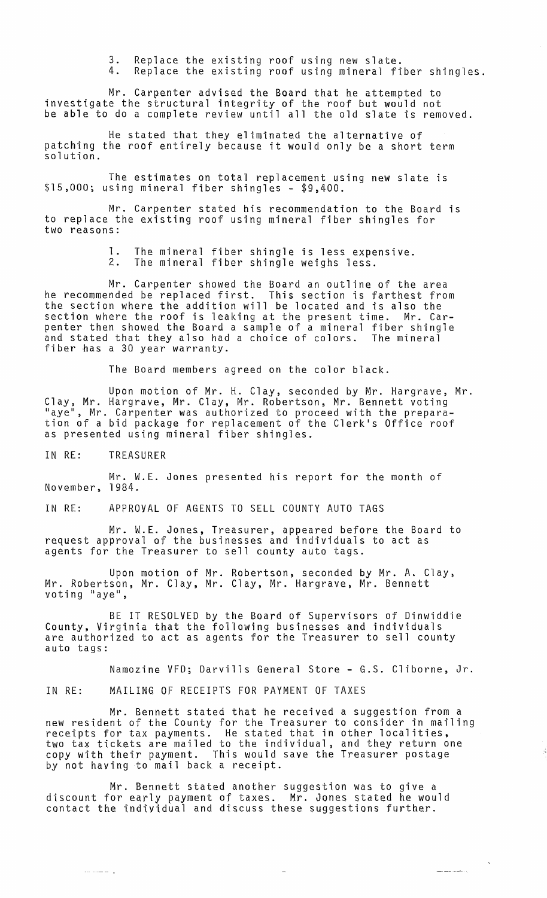3. Replace the existing roof using new slate.
4. Replace the existing roof using mineral fiber shingles.

Mr. Carpenter advised the Board that he attempted to investigate the structural integrity of the roof but would not be able to do a complete review until all the old slate is removed.

He stated that they eliminated the alternative of patching the roof entirely because it would only be a short term solution.

The estimates on total replacement using new slate is $15,000; using mineral fiber shingles - $9,400.

Mr. Carpenter stated his recommendation to the Board is to replace the existing roof using mineral fiber shingles for two reasons:

1. The mineral fiber shingle is less expensive.
2. The mineral fiber shingle weighs less.

Mr. Carpenter showed the Board an outline of the area he recommended be replaced first. This section is farthest from the section where the addition will be located and is also the section where the roof is leaking at the present time. Mr. Carpenter then showed the Board a sample of a mineral fiber shingle and stated that they also had a choice of colors. The mineral fiber has a 30 year warranty.

The Board members agreed on the color black.

Upon motion of Mr. H. Clay, seconded by Mr. Hargrave, Mr. Clay, Mr. Hargrave, Mr. Clay, Mr. Robertson, Mr. Bennett voting "aye", Mr. Carpenter was authorized to proceed with the preparation of a bid package for replacement of the Clerk's Office roof as presented using mineral fiber shingles.

IN RE: TREASURER

Mr. W.E. Jones presented his report for the month of November, 1984.

IN RE: APPROVAL OF AGENTS TO SELL COUNTY AUTO TAGS

Mr. W.E. Jones, Treasurer, appeared before the Board to request approval of the businesses and individuals to act as agents for the Treasurer to sell county auto tags.

Upon motion of Mr. Robertson, seconded by Mr. A. Clay, Mr. Robertson, Mr. Clay, Mr. Clay, Mr. Hargrave, Mr. Bennett voting "aye",

BE IT RESOLVED by the Board of Supervisors of Dinwiddie County, Virginia that the following businesses and individuals are authorized to act as agents for the Treasurer to sell county auto tags:

Namozine VFD; Darvills General Store - G.S. Cliborne, Jr.

IN RE: MAILING OF RECEIPTS FOR PAYMENT OF TAXES

Mr. Bennett stated that he received a suggestion from a new resident of the County for the Treasurer to consider in mailing receipts for tax payments. He stated that in other localities, two tax tickets are mailed to the individual, and they return one copy with their payment. This would save the Treasurer postage by not having to mail back a receipt.

Mr. Bennett stated another suggestion was to give a discount for early payment of taxes. Mr. Jones stated he would contact the individual and discuss these suggestions further.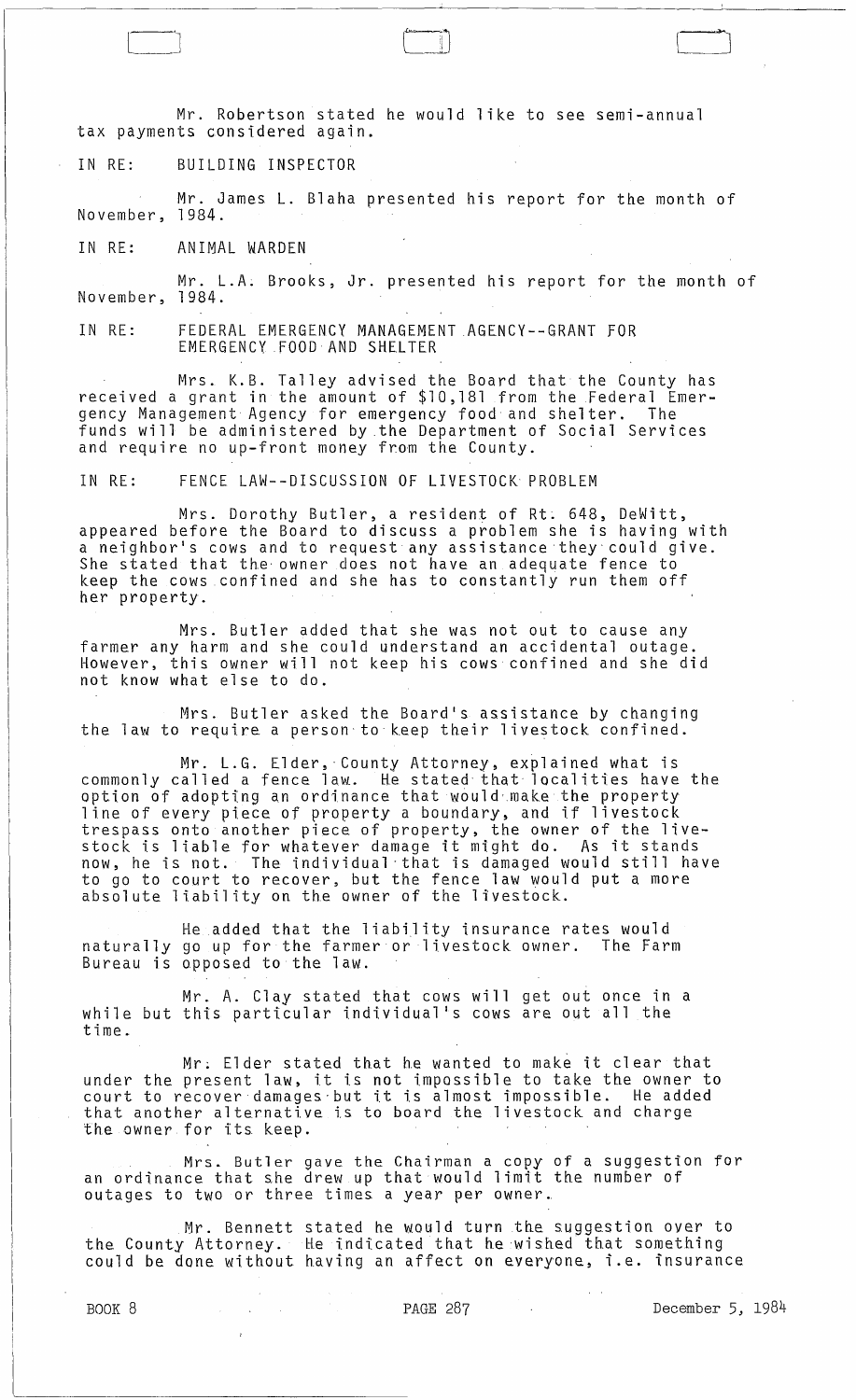Mr. Robertson stated he would like to see semi-annual tax payments considered again.

IN RE: BUILDING INSPECTOR

Mr. James L. Blaha presented his report for the month of November, 1984.

IN RE: ANIMAL WARDEN

Mr. L.A. Brooks, Jr. presented his report for the month of November, 1984.

IN RE: FEDERAL EMERGENCY MANAGEMENT AGENCY--GRANT FOR EMERGENCY FOOD AND SHELTER

Mrs. K.B. Talley advised the Board that the County has received a grant in the amount of $10,181 from the Federal Emergency Management Agency for emergency food and shelter. The funds will be administered by the Department of Social Services and require no up-front money from the County.

IN RE: FENCE LAW--DISCUSSION OF LIVESTOCK PROBLEM

Mrs. Dorothy Butler, a resident of Rt. 648, DeWitt, appeared before the Board to discuss a problem she is having with a neighbor's cows and to request any assistance they could give. She stated that the owner does not have an adequate fence to keep the cows confined and she has to constantly run them off her property.

Mrs. Butler added that she was not out to cause any farmer any harm and she could understand an accidental outage. However, this owner will not keep his cows confined and she did not know what else to do.

Mrs. Butler asked the Board's assistance by changing the law to require a person to keep their livestock confined.

Mr. L.G. Elder, County Attorney, explained what is commonly called a fence law. He stated that localities have the option of adopting an ordinance that would make the property line of every piece of property a boundary, and if livestock trespass onto another piece of property, the owner of the livestock is liable for whatever damage it might do. As it stands now, he is not. The individual that is damaged would still have to go to court to recover, but the fence law would put a more absolute liability on the owner of the livestock.

He added that the liability insurance rates would naturally go up for the farmer or livestock owner. The Farm Bureau is opposed to the law.

Mr. A. Clay stated that cows will get out once in a while but this particular individual's cows are out all the time.

Mr. Elder stated that he wanted to make it clear that under the present law, it is not impossible to take the owner to court to recover damages but it is almost impossible. He added that another alternative is to board the livestock and charge the owner for its keep.

Mrs. Butler gave the Chairman a copy of a suggestion for an ordinance that she drew up that would limit the number of outages to two or three times a year per owner.

Mr. Bennett stated he would turn the suggestion over to the County Attorney. He indicated that he wished that something could be done without having an affect on everyone, i.e. insurance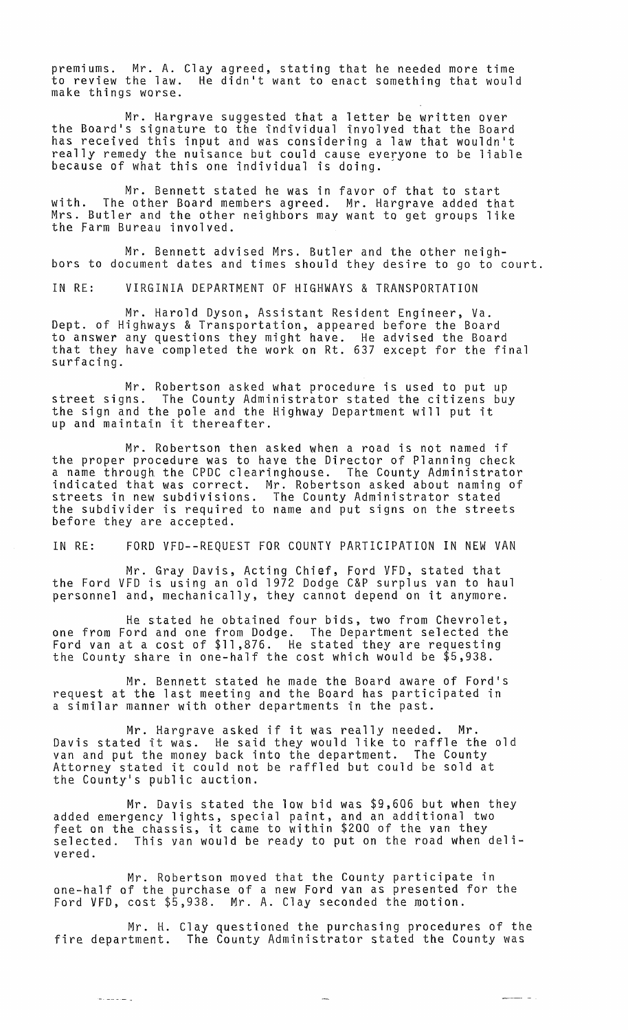premiums. Mr. A. Clay agreed, stating that he needed more time to review the law. He didn't want to enact something that would make things worse.

Mr. Hargrave suggested that a letter be written over the Board's signature to the individual involved that the Board has received this input and was considering a law that wouldn't really remedy the nuisance but could cause everyone to be liable because of what this one individual is doing.

Mr. Bennett stated he was in favor of that to start with. The other Board members agreed. Mr. Hargrave added that Mrs. Butler and the other neighbors may want to get groups like the Farm Bureau involved.

Mr. Bennett advised Mrs. Butler and the other neighbors to document dates and times should they desire to go to court.

IN RE: VIRGINIA DEPARTMENT OF HIGHWAYS & TRANSPORTATION

Mr. Harold Dyson, Assistant Resident Engineer, Va. Dept. of Highways & Transportation, appeared before the Board to answer any questions they might have. He advised the Board that they have completed the work on Rt. 637 except for the final surfacing.

Mr. Robertson asked what procedure is used to put up street signs. The County Administrator stated the citizens buy the sign and the pole and the Highway Department will put it up and maintain it thereafter.

Mr. Robertson then asked when a road is not named if the proper procedure was to have the Director of Planning check a name through the CPDC clearinghouse. The County Administrator indicated that was correct. Mr. Robertson asked about naming of streets in new subdivisions. The County Administrator stated the subdivider is required to name and put signs on the streets before they are accepted.

IN RE: FORD VFD--REQUEST FOR COUNTY PARTICIPATION IN NEW VAN

Mr. Gray Davis, Acting Chief, Ford VFD, stated that the Ford VFD is using an old 1972 Dodge C&P surplus van to haul personnel and, mechanically, they cannot depend on it anymore.

He stated he obtained four bids, two from Chevrolet, one from Ford and one from Dodge. The Department selected the Ford van at a cost of $11,876. He stated they are requesting the County share in one-half the cost which would be $5,938.

Mr. Bennett stated he made the Board aware of Ford's request at the last meeting and the Board has participated in a similar manner with other departments in the past.

Mr. Hargrave asked if it was really needed. Mr. Davis stated it was. He said they would like to raffle the old van and put the money back into the department. The County Attorney stated it could not be raffled but could be sold at the County's public auction.

Mr. Davis stated the low bid was $9,606 but when they added emergency lights, special paint, and an additional two feet on the chassis, it came to within $200 of the van they selected. This van would be ready to put on the road when delivered.

Mr. Robertson moved that the County participate in one-half of the purchase of a new Ford van as presented for the Ford VFD, cost $5,938. Mr. A. Clay seconded the motion.

Mr. H. Clay questioned the purchasing procedures of the fire department. The County Administrator stated the County was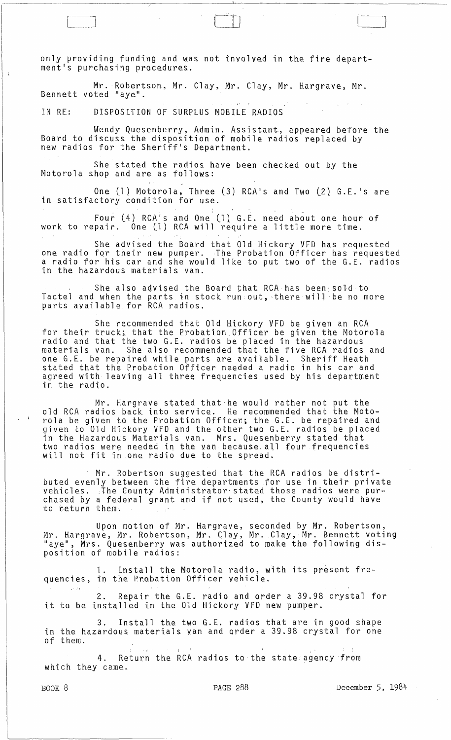only providing funding and was not involved in the fire department's purchasing procedures.

Mr. Robertson, Mr. Clay, Mr. Clay, Mr. Hargrave, Mr. Bennett voted "aye".

IN RE: DISPOSITION OF SURPLUS MOBILE RADIOS

Wendy Quesenberry, Admin. Assistant, appeared before the Board to discuss the disposition of mobile radios replaced by new radios for the Sheriff's Department.

She stated the radios have been checked out by the Motorola shop and are as follows:

One (1) Motorola, Three (3) RCA's and Two (2) G.E.'s are in satisfactory condition for use.

Four (4) RCA's and One (1) G.E. need about one hour of work to repair. One (1) RCA will require a little more time.

She advised the Board that Old Hickory VFD has requested one radio for their new pumper. The Probation Officer has requested a radio for his car and she would like to put two of the G.E. radios in the hazardous materials van.

She also advised the Board that RCA has been sold to Tactel and when the parts in stock run out, there will be no more parts available for RCA radios.

She recommended that Old Hickory VFD be given an RCA for their truck; that the Probation Officer be given the Motorola radio and that the two G.E. radios be placed in the hazardous materials van. She also recommended that the five RCA radios and one G.E. be repaired while parts are available. Sheriff Heath stated that the Probation Officer needed a radio in his car and agreed with leaving all three frequencies used by his department in the radio.

Mr. Hargrave stated that he would rather not put the old RCA radios back into service. He recommended that the Motorola be given to the Probation Officer; the G.E. be repaired and given to Old Hickory VFD and the other two G.E. radios be placed in the Hazardous Materials van. Mrs. Quesenberry stated that two radios were needed in the van because all four frequencies will not fit in one radio due to the spread.

Mr. Robertson suggested that the RCA radios be distributed evenly between the fire departments for use in their private vehicles. The County Administrator stated those radios were purchased by a federal grant and if not used, the County would have to return them.

Upon motion of Mr. Hargrave, seconded by Mr. Robertson, Mr. Hargrave, Mr. Robertson, Mr. Clay, Mr. Clay, Mr. Bennett voting "aye", Mrs. Quesenberry was authorized to make the following disposition of mobile radios:

1. Install the Motorola radio, with its present frequencies, in the Probation Officer vehicle.

2. Repair the G.E. radio and order a 39.98 crystal for it to be installed in the Old Hickory VFD new pumper.

3. Install the two G.E. radios that are in good shape in the hazardous materials van and order a 39.98 crystal for one of them.

4. Return the RCA radios to the state agency from which they came.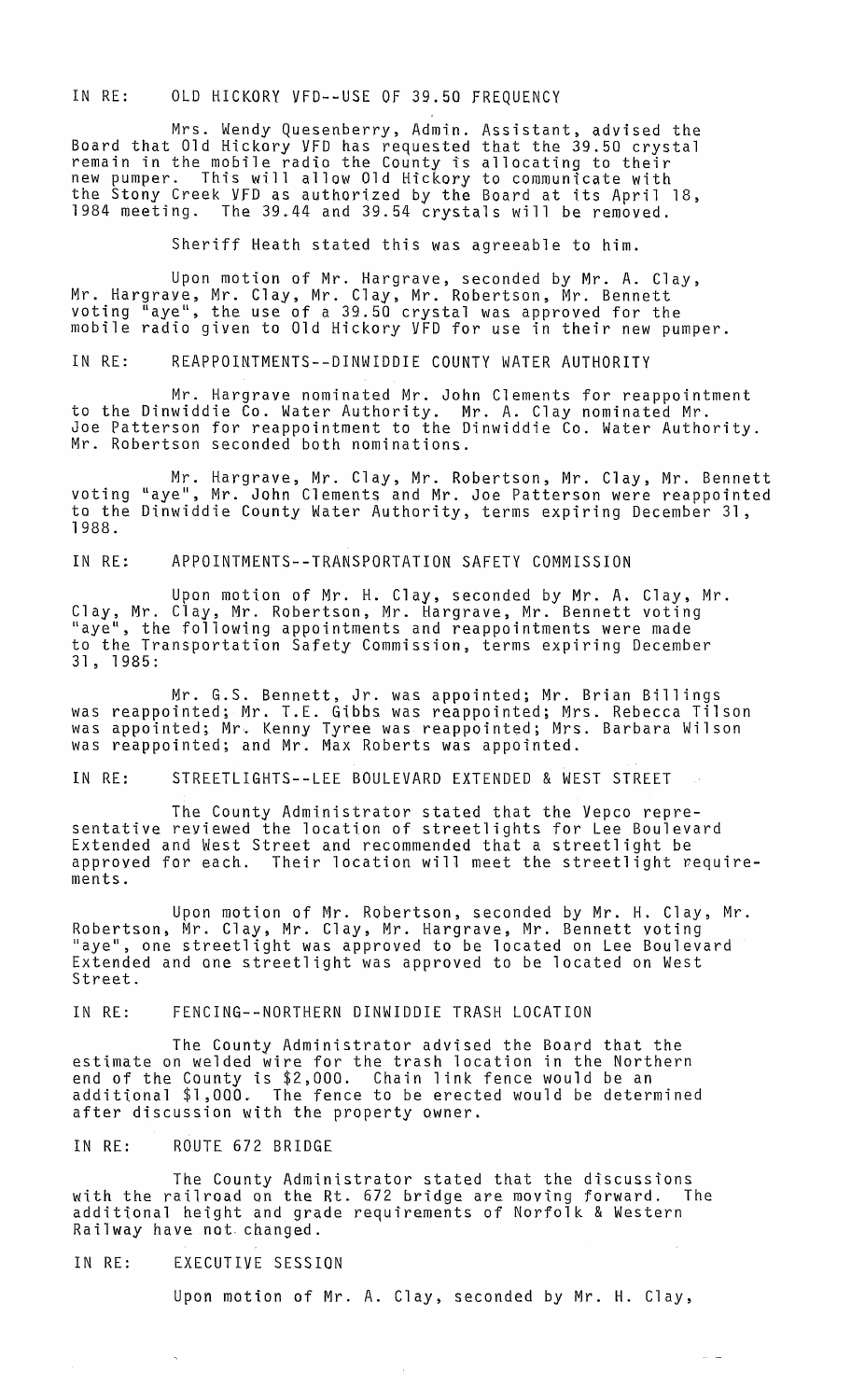IN RE: OLD HICKORY VFD--USE OF 39.50 FREQUENCY

Mrs. Wendy Quesenberry, Admin. Assistant, advised the Board that Old Hickory VFD has requested that the 39.50 crystal remain in the mobile radio the County is allocating to their new pumper. This will allow Old Hickory to communicate with the Stony Creek VFD as authorized by the Board at its April 18, 1984 meeting. The 39.44 and 39.54 crystals will be removed.

Sheriff Heath stated this was agreeable to him.

Upon motion of Mr. Hargrave, seconded by Mr. A. Clay, Mr. Hargrave, Mr. Clay, Mr. Clay, Mr. Robertson, Mr. Bennett voting "aye", the use of a 39.50 crystal was approved for the mobile radio given to Old Hickory VFD for use in their new pumper.

IN RE: REAPPOINTMENTS--DINWIDDIE COUNTY WATER AUTHORITY

Mr. Hargrave nominated Mr. John Clements for reappointment to the Dinwiddie Co. Water Authority. Mr. A. Clay nominated Mr. Joe Patterson for reappointment to the Dinwiddie Co. Water Authority. Mr. Robertson seconded both nominations.

Mr. Hargrave, Mr. Clay, Mr. Robertson, Mr. Clay, Mr. Bennett voting "aye", Mr. John Clements and Mr. Joe Patterson were reappointed to the Dinwiddie County Water Authority, terms expiring December 31, 1988.

IN RE: APPOINTMENTS--TRANSPORTATION SAFETY COMMISSION

Upon motion of Mr. H. Clay, seconded by Mr. A. Clay, Mr. Clay, Mr. Clay, Mr. Robertson, Mr. Hargrave, Mr. Bennett voting "aye", the following appointments and reappointments were made to the Transportation Safety Commission, terms expiring December 31, 1985:

Mr. G.S. Bennett, Jr. was appointed; Mr. Brian Billings was reappointed; Mr. T.E. Gibbs was reappointed; Mrs. Rebecca Tilson was appointed; Mr. Kenny Tyree was reappointed; Mrs. Barbara Wilson was reappointed; and Mr. Max Roberts was appointed.

IN RE: STREETLIGHTS--LEE BOULEVARD EXTENDED & WEST STREET

The County Administrator stated that the Vepco representative reviewed the location of streetlights for Lee Boulevard Extended and West Street and recommended that a streetlight be approved for each. Their location will meet the streetlight requirements.

Upon motion of Mr. Robertson, seconded by Mr. H. Clay, Mr. Robertson, Mr. Clay, Mr. Clay, Mr. Hargrave, Mr. Bennett voting "aye", one streetlight was approved to be located on Lee Boulevard Extended and one streetlight was approved to be located on West Street.

IN RE: FENCING--NORTHERN DINWIDDIE TRASH LOCATION

The County Administrator advised the Board that the estimate on welded wire for the trash location in the Northern end of the County is $2,000. Chain link fence would be an additional $1,000. The fence to be erected would be determined after discussion with the property owner.

IN RE: ROUTE 672 BRIDGE

The County Administrator stated that the discussions with the railroad on the Rt. 672 bridge are moving forward. The additional height and grade requirements of Norfolk & Western Railway have not changed.

IN RE: EXECUTIVE SESSION

Upon motion of Mr. A. Clay, seconded by Mr. H. Clay,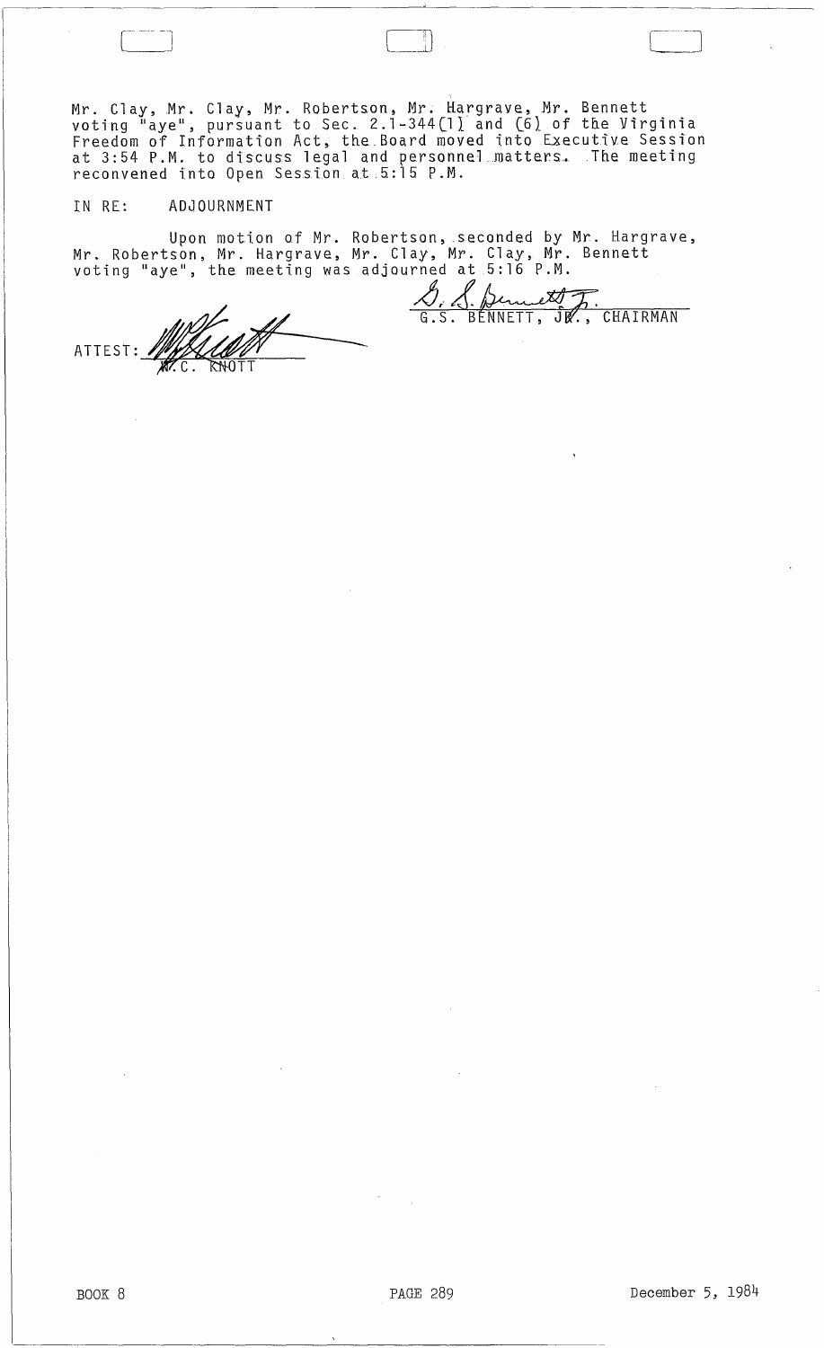Mr. Clay, Mr. Clay, Mr. Robertson, Mr. Hargrave, Mr. Bennett voting "aye", pursuant to Sec. 2.1-344(1) and (6) of the Virginia Freedom of Information Act, the Board moved into Executive Session at 3:54 P.M. to discuss legal and personnel matters. The meeting reconvened into Open Session at 5:15 P.M.

IN RE: ADJOURNMENT

Upon motion of Mr. Robertson, seconded by Mr. Hargrave, Mr. Robertson, Mr. Hargrave, Mr. Clay, Mr. Clay, Mr. Bennett voting "aye", the meeting was adjourned at 5:16 P.M.

G.S. BENNETT, JR., CHAIRMAN

ATTEST: W.C. KNOTT

BOOK 8 PAGE 289 December 5, 1984